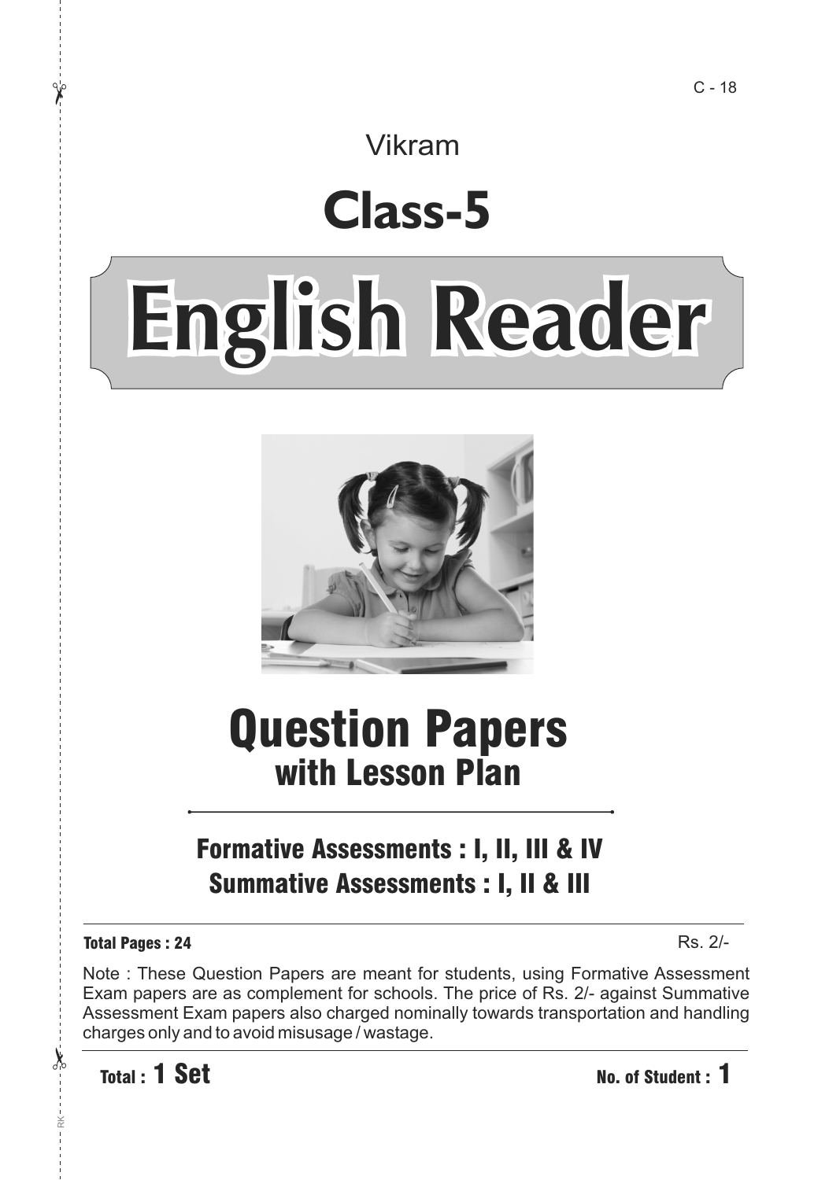C - 18

Vikram

# Class-5

# English Reader

## Question Papers
### with Lesson Plan

**Formative Assessments : I, II, III & IV**
**Summative Assessments : I, II & III**

**Total Pages : 24** Rs. 2/-

Note : These Question Papers are meant for students, using Formative Assessment Exam papers are as complement for schools. The price of Rs. 2/- against Summative Assessment Exam papers also charged nominally towards transportation and handling charges only and to avoid misusage / wastage.

**Total : 1 Set** **No. of Student : 1**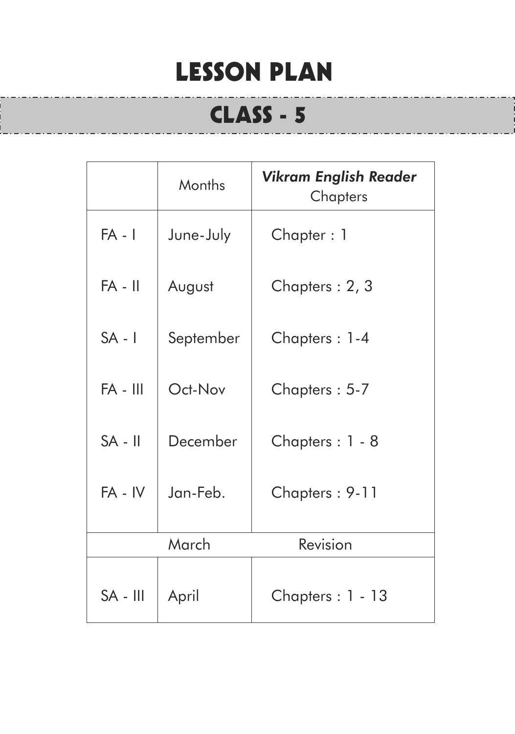# LESSON PLAN

## CLASS - 5

| | Months | *Vikram English Reader* Chapters |
|---|---|---|
| FA - I | June-July | Chapter : 1 |
| FA - II | August | Chapters : 2, 3 |
| SA - I | September | Chapters : 1-4 |
| FA - III | Oct-Nov | Chapters : 5-7 |
| SA - II | December | Chapters : 1 - 8 |
| FA - IV | Jan-Feb. | Chapters : 9-11 |
| | March | Revision |
| SA - III | April | Chapters : 1 - 13 |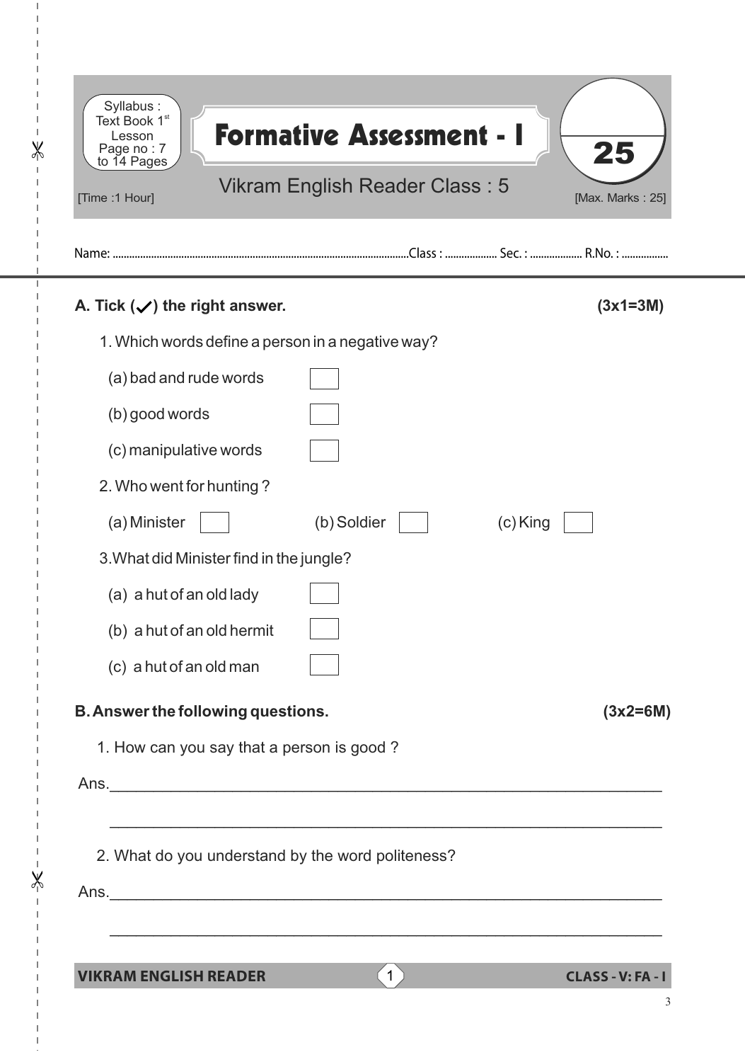Syllabus : Text Book 1st Lesson Page no : 7 to 14 Pages

# Formative Assessment - I

**25**

Vikram English Reader Class : 5

[Time :1 Hour] [Max. Marks : 25]

Name: ................................................Class : .................. Sec. : .................. R.No. : .................

**A. Tick (✓) the right answer.** **(3x1=3M)**

1. Which words define a person in a negative way?

   (a) bad and rude words ☐

   (b) good words ☐

   (c) manipulative words ☐

2. Who went for hunting ?

   (a) Minister ☐ (b) Soldier ☐ (c) King ☐

3. What did Minister find in the jungle?

   (a) a hut of an old lady ☐

   (b) a hut of an old hermit ☐

   (c) a hut of an old man ☐

**B. Answer the following questions.** **(3x2=6M)**

1. How can you say that a person is good ?

Ans.________________________________________________________________

________________________________________________________________

2. What do you understand by the word politeness?

Ans.________________________________________________________________

________________________________________________________________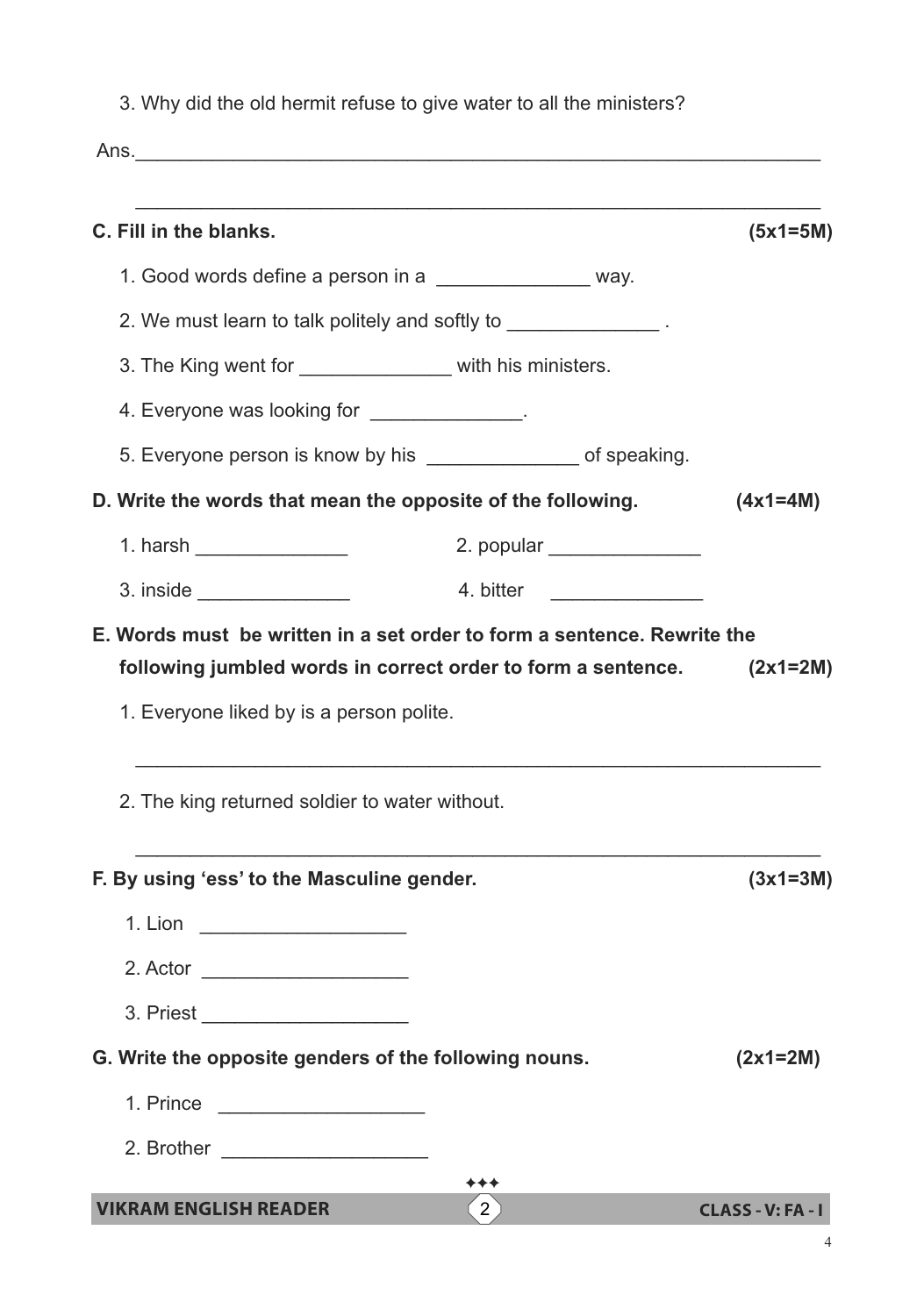3. Why did the old hermit refuse to give water to all the ministers?

Ans.________________________________________________________________

________________________________________________________________

**C. Fill in the blanks. (5x1=5M)**

1. Good words define a person in a ______________ way.
2. We must learn to talk politely and softly to ______________ .
3. The King went for ______________ with his ministers.
4. Everyone was looking for ______________.
5. Everyone person is know by his ______________ of speaking.

**D. Write the words that mean the opposite of the following. (4x1=4M)**

1. harsh ______________ 2. popular ______________

3. inside ______________ 4. bitter ______________

**E. Words must be written in a set order to form a sentence. Rewrite the following jumbled words in correct order to form a sentence. (2x1=2M)**

1. Everyone liked by is a person polite.

________________________________________________________________

2. The king returned soldier to water without.

________________________________________________________________

**F. By using 'ess' to the Masculine gender. (3x1=3M)**

1. Lion ___________________
2. Actor ___________________
3. Priest ___________________

**G. Write the opposite genders of the following nouns. (2x1=2M)**

1. Prince ___________________
2. Brother ___________________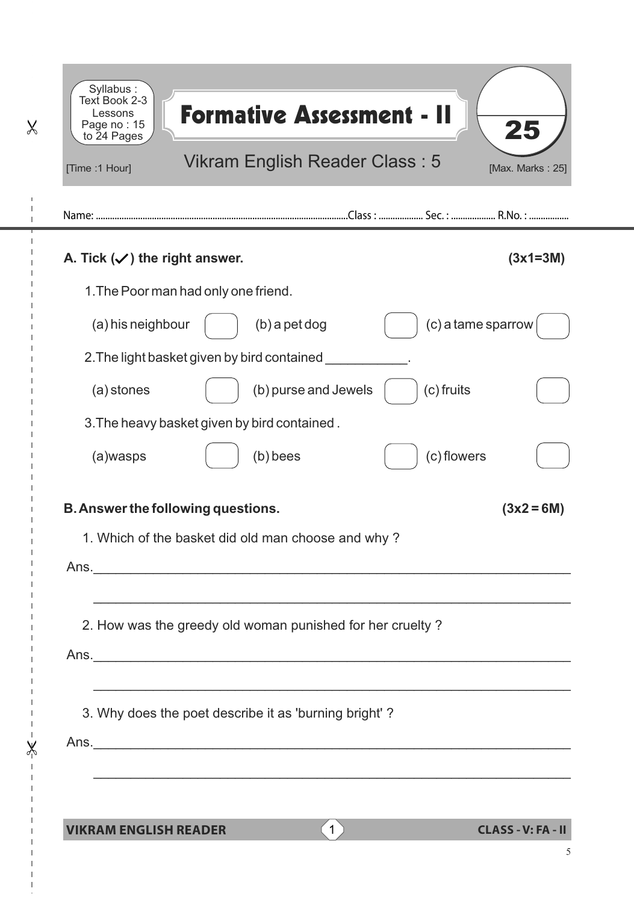Syllabus : Text Book 2-3 Lessons Page no : 15 to 24 Pages

# Formative Assessment - II

**25**

[Time :1 Hour]

Vikram English Reader Class : 5

[Max. Marks : 25]

Name: ............................................................Class : .................. Sec. : .................. R.No. : .................

**A. Tick (✓) the right answer.** **(3x1=3M)**

1.The Poor man had only one friend.

(a) his neighbour ☐ (b) a pet dog ☐ (c) a tame sparrow ☐

2.The light basket given by bird contained ___________.

(a) stones ☐ (b) purse and Jewels ☐ (c) fruits ☐

3.The heavy basket given by bird contained .

(a)wasps ☐ (b) bees ☐ (c) flowers ☐

**B. Answer the following questions.** **(3x2 = 6M)**

1. Which of the basket did old man choose and why ?

Ans.________________________________________________________________

________________________________________________________________

2. How was the greedy old woman punished for her cruelty ?

Ans.________________________________________________________________

________________________________________________________________

3. Why does the poet describe it as 'burning bright' ?

Ans.________________________________________________________________

________________________________________________________________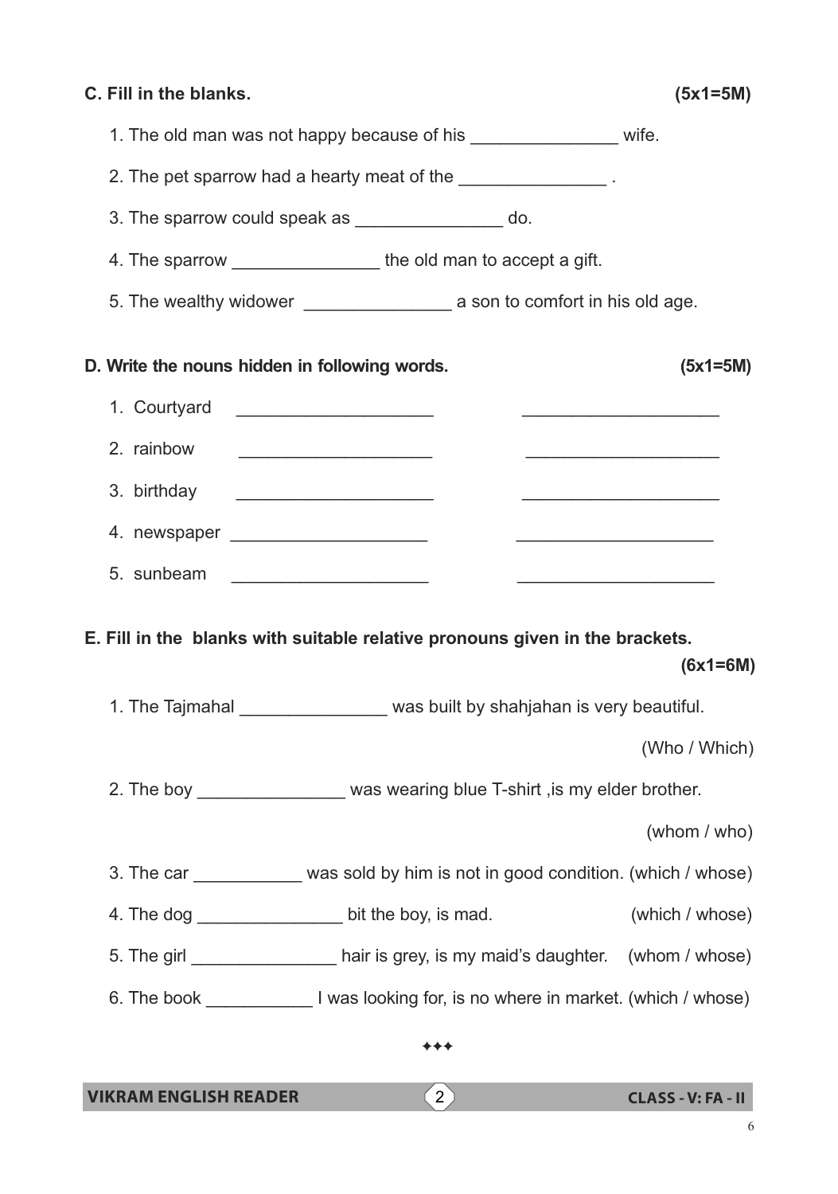**C. Fill in the blanks.** **(5x1=5M)**

1. The old man was not happy because of his _______________ wife.
2. The pet sparrow had a hearty meat of the _______________ .
3. The sparrow could speak as _______________ do.
4. The sparrow _______________ the old man to accept a gift.
5. The wealthy widower _______________ a son to comfort in his old age.

**D. Write the nouns hidden in following words.** **(5x1=5M)**

1. Courtyard ____________________ ____________________
2. rainbow ____________________ ____________________
3. birthday ____________________ ____________________
4. newspaper ____________________ ____________________
5. sunbeam ____________________ ____________________

**E. Fill in the blanks with suitable relative pronouns given in the brackets.** **(6x1=6M)**

1. The Tajmahal _______________ was built by shahjahan is very beautiful. (Who / Which)
2. The boy _______________ was wearing blue T-shirt ,is my elder brother. (whom / who)
3. The car ___________ was sold by him is not in good condition. (which / whose)
4. The dog _______________ bit the boy, is mad. (which / whose)
5. The girl _______________ hair is grey, is my maid's daughter. (whom / whose)
6. The book ___________ I was looking for, is no where in market. (which / whose)

✦✦✦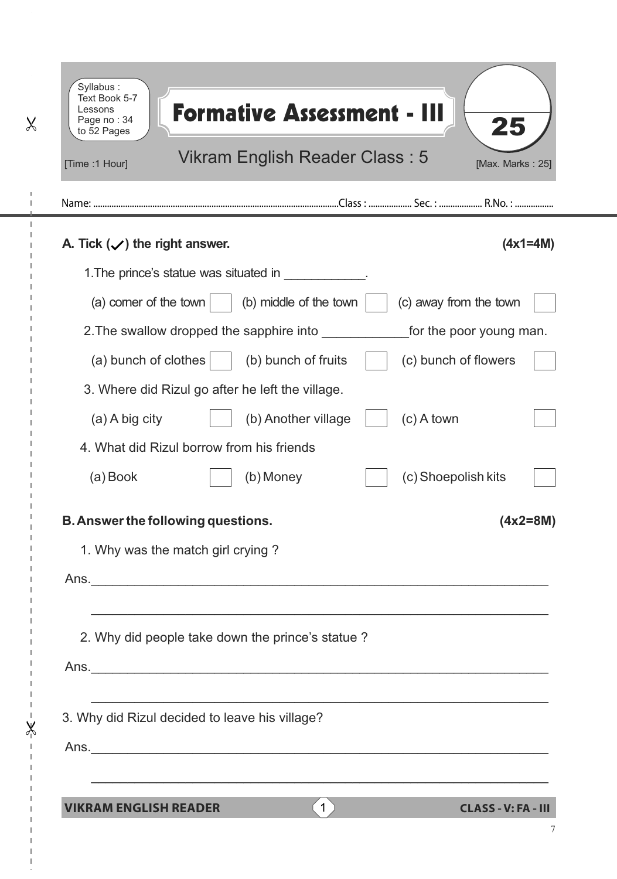Syllabus : Text Book 5-7 Lessons Page no : 34 to 52 Pages

# Formative Assessment - III

## Vikram English Reader Class : 5

[Time :1 Hour] [Max. Marks : 25]

25

Name: .............................................Class : .............. Sec. : .............. R.No. : ..............

**A. Tick (✓) the right answer.** **(4x1=4M)**

1.The prince's statue was situated in ____________.

(a) corner of the town ☐ (b) middle of the town ☐ (c) away from the town ☐

2.The swallow dropped the sapphire into ____________for the poor young man.

(a) bunch of clothes ☐ (b) bunch of fruits ☐ (c) bunch of flowers ☐

3. Where did Rizul go after he left the village.

(a) A big city ☐ (b) Another village ☐ (c) A town ☐

4. What did Rizul borrow from his friends

(a) Book ☐ (b) Money ☐ (c) Shoepolish kits ☐

**B. Answer the following questions.** **(4x2=8M)**

1. Why was the match girl crying ?

Ans.________________________________________________________________

________________________________________________________________

2. Why did people take down the prince's statue ?

Ans.________________________________________________________________

________________________________________________________________

3. Why did Rizul decided to leave his village?

Ans.________________________________________________________________

________________________________________________________________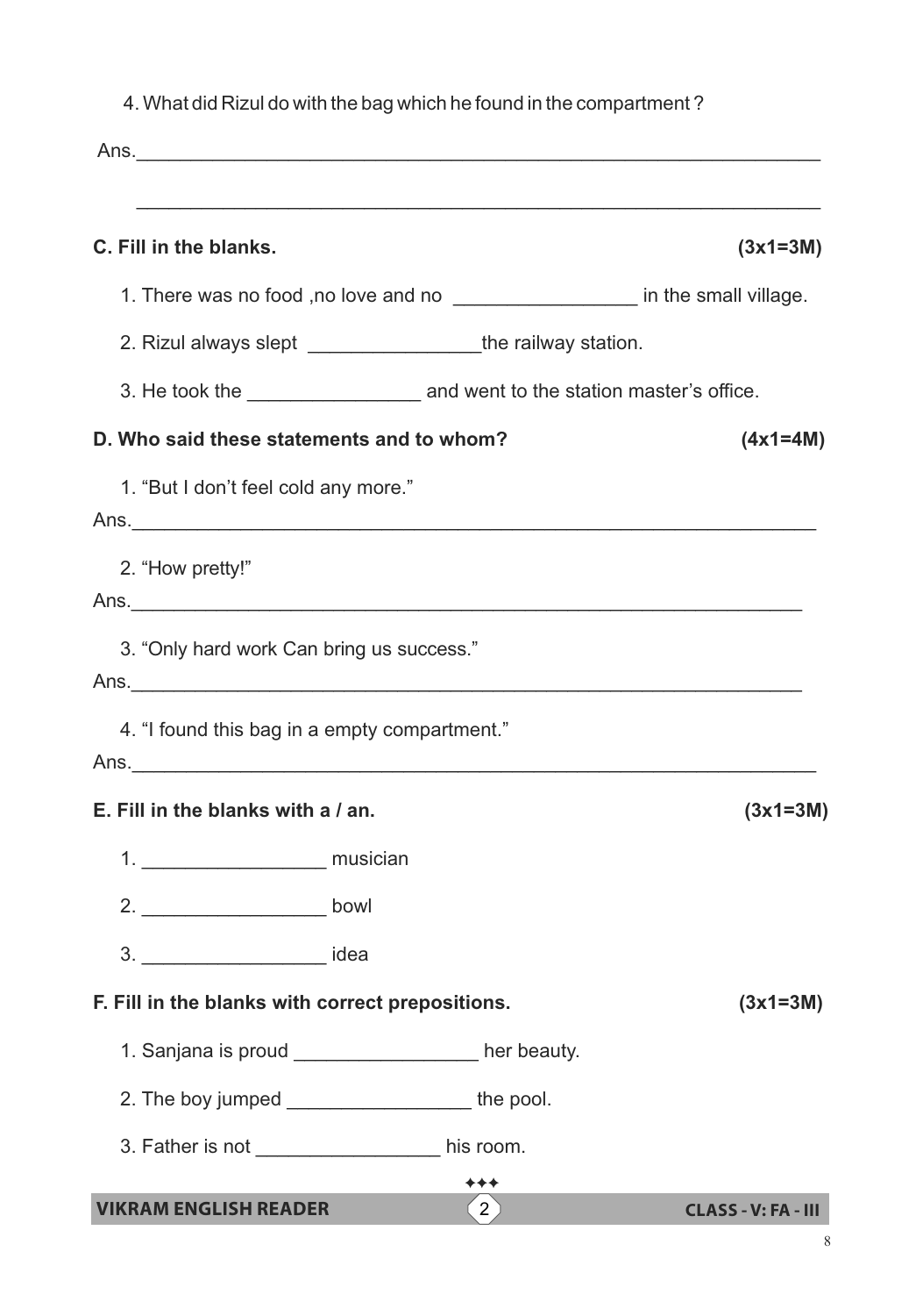4. What did Rizul do with the bag which he found in the compartment ?

Ans.________________________________________________________________

________________________________________________________________

**C. Fill in the blanks. (3x1=3M)**

1. There was no food ,no love and no _________________ in the small village.

2. Rizul always slept ________________the railway station.

3. He took the ________________ and went to the station master's office.

**D. Who said these statements and to whom? (4x1=4M)**

1. "But I don't feel cold any more."

Ans.________________________________________________________________

2. "How pretty!"

Ans.________________________________________________________________

3. "Only hard work Can bring us success."

Ans.________________________________________________________________

4. "I found this bag in a empty compartment."

Ans.________________________________________________________________

**E. Fill in the blanks with a / an. (3x1=3M)**

1. _________________ musician

2. _________________ bowl

3. _________________ idea

**F. Fill in the blanks with correct prepositions. (3x1=3M)**

1. Sanjana is proud _________________ her beauty.

2. The boy jumped _________________ the pool.

3. Father is not _________________ his room.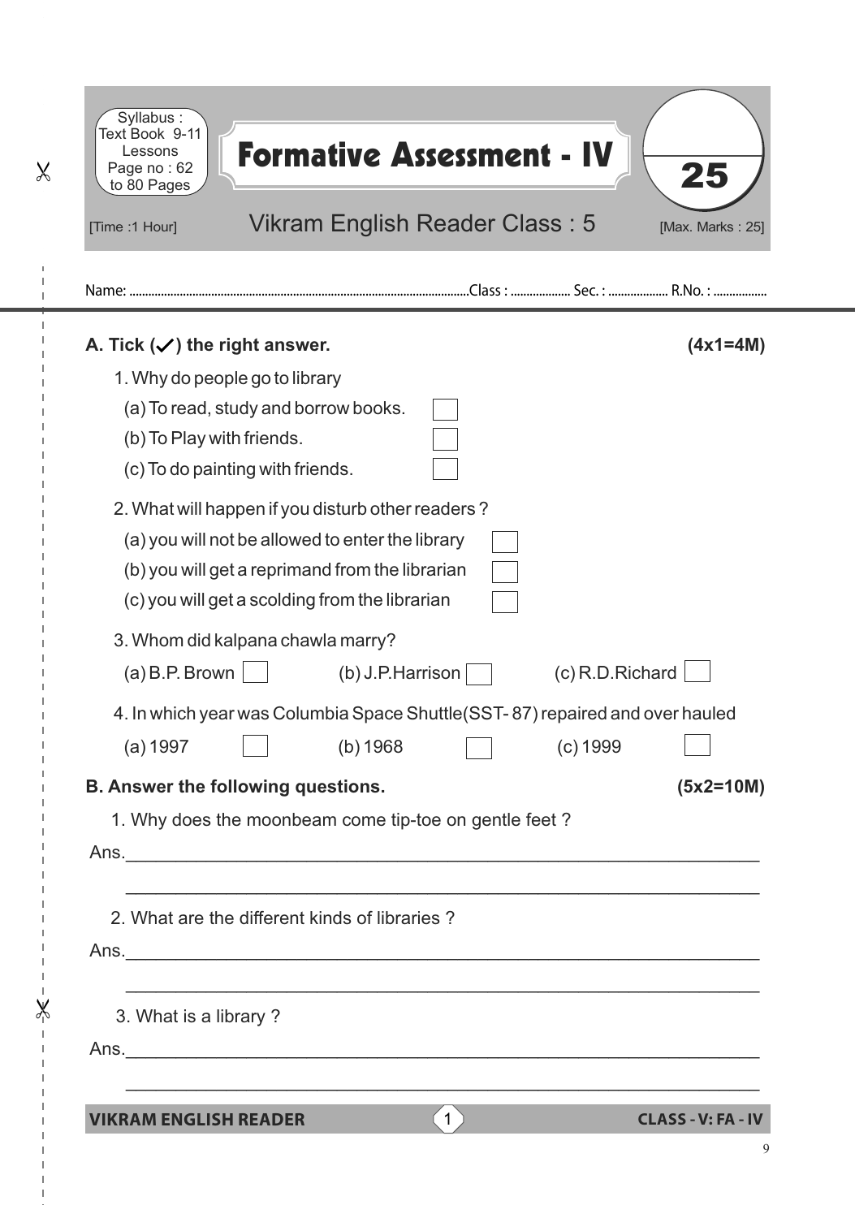Syllabus : Text Book 9-11 Lessons Page no : 62 to 80 Pages

# Formative Assessment - IV

## Vikram English Reader Class : 5

[Time :1 Hour] [Max. Marks : 25]

25

Name: ............................................Class : .................. Sec. : .................. R.No. : .................

**A. Tick (✓) the right answer.** **(4x1=4M)**

1. Why do people go to library
   - (a) To read, study and borrow books. ☐
   - (b) To Play with friends. ☐
   - (c) To do painting with friends. ☐

2. What will happen if you disturb other readers ?
   - (a) you will not be allowed to enter the library ☐
   - (b) you will get a reprimand from the librarian ☐
   - (c) you will get a scolding from the librarian ☐

3. Whom did kalpana chawla marry?
   - (a) B.P. Brown ☐ (b) J.P.Harrison ☐ (c) R.D.Richard ☐

4. In which year was Columbia Space Shuttle(SST- 87) repaired and over hauled
   - (a) 1997 ☐ (b) 1968 ☐ (c) 1999 ☐

**B. Answer the following questions.** **(5x2=10M)**

1. Why does the moonbeam come tip-toe on gentle feet ?

Ans.____________________________________________________________

____________________________________________________________

2. What are the different kinds of libraries ?

Ans.____________________________________________________________

____________________________________________________________

3. What is a library ?

Ans.____________________________________________________________

____________________________________________________________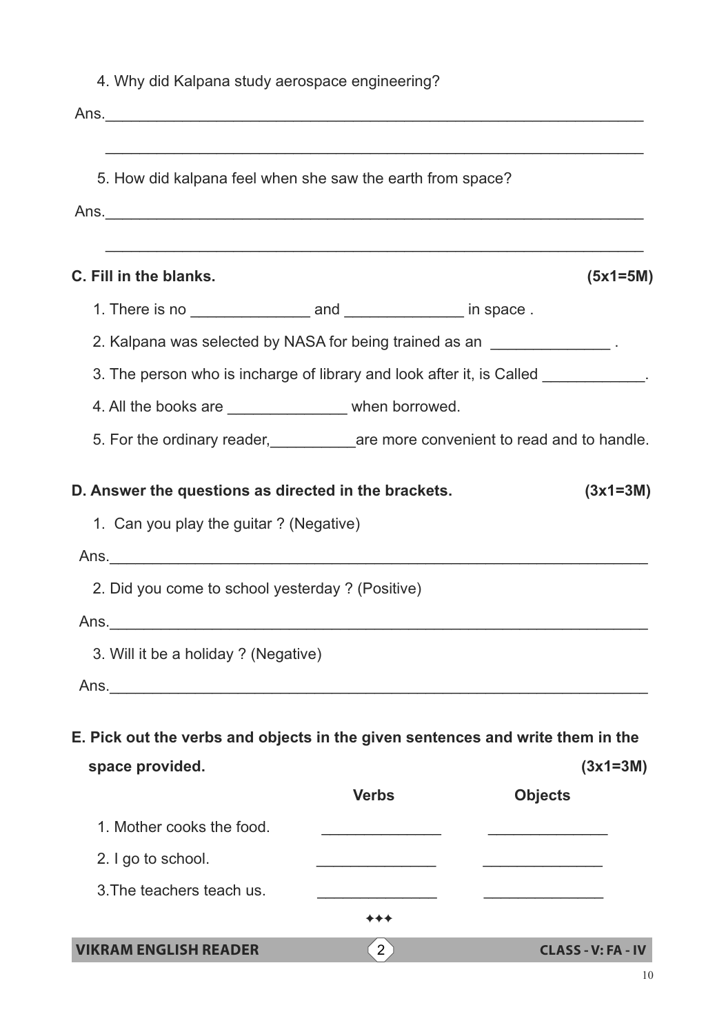4. Why did Kalpana study aerospace engineering?

Ans.______________________________________________________________

______________________________________________________________

5. How did kalpana feel when she saw the earth from space?

Ans.______________________________________________________________

______________________________________________________________

**C. Fill in the blanks. (5x1=5M)**

1. There is no ______________ and ______________ in space .
2. Kalpana was selected by NASA for being trained as an ______________ .
3. The person who is incharge of library and look after it, is Called ____________.
4. All the books are ______________ when borrowed.
5. For the ordinary reader,__________are more convenient to read and to handle.

**D. Answer the questions as directed in the brackets. (3x1=3M)**

1. Can you play the guitar ? (Negative)

Ans.______________________________________________________________

2. Did you come to school yesterday ? (Positive)

Ans.______________________________________________________________

3. Will it be a holiday ? (Negative)

Ans.______________________________________________________________

**E. Pick out the verbs and objects in the given sentences and write them in the space provided. (3x1=3M)**

| | Verbs | Objects |
|---|---|---|
| 1. Mother cooks the food. | ______________ | ______________ |
| 2. I go to school. | ______________ | ______________ |
| 3.The teachers teach us. | ______________ | ______________ |

✦✦✦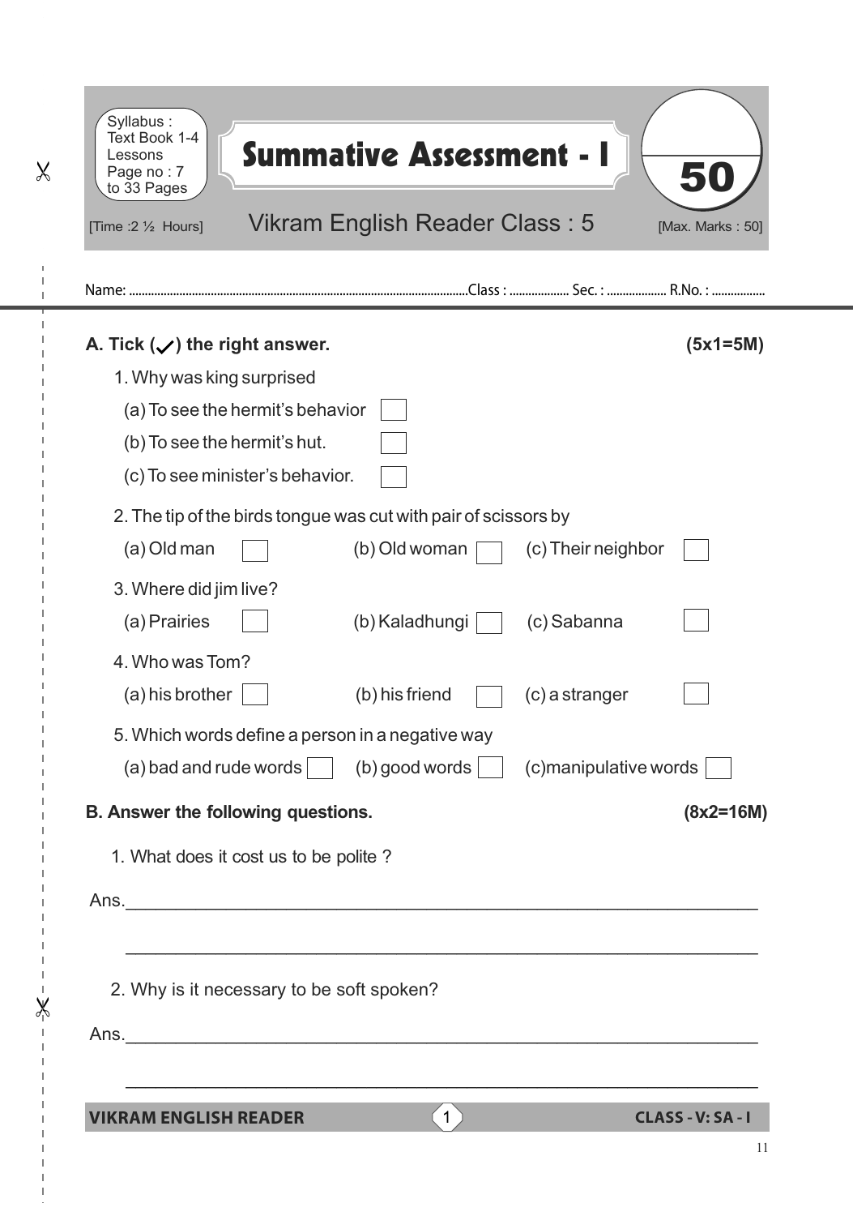Syllabus : Text Book 1-4 Lessons Page no : 7 to 33 Pages

# Summative Assessment - I

**50**

[Time :2 ½ Hours] Vikram English Reader Class : 5 [Max. Marks : 50]

Name: .......................................................... Class : .................. Sec. : .................. R.No. : .................

**A. Tick (✓) the right answer.** **(5x1=5M)**

1. Why was king surprised
   - (a) To see the hermit's behavior ☐
   - (b) To see the hermit's hut. ☐
   - (c) To see minister's behavior. ☐

2. The tip of the birds tongue was cut with pair of scissors by
   - (a) Old man ☐ (b) Old woman ☐ (c) Their neighbor ☐

3. Where did jim live?
   - (a) Prairies ☐ (b) Kaladhungi ☐ (c) Sabanna ☐

4. Who was Tom?
   - (a) his brother ☐ (b) his friend ☐ (c) a stranger ☐

5. Which words define a person in a negative way
   - (a) bad and rude words ☐ (b) good words ☐ (c)manipulative words ☐

**B. Answer the following questions.** **(8x2=16M)**

1. What does it cost us to be polite ?

Ans.________________________________________________________________

________________________________________________________________

2. Why is it necessary to be soft spoken?

Ans.________________________________________________________________

________________________________________________________________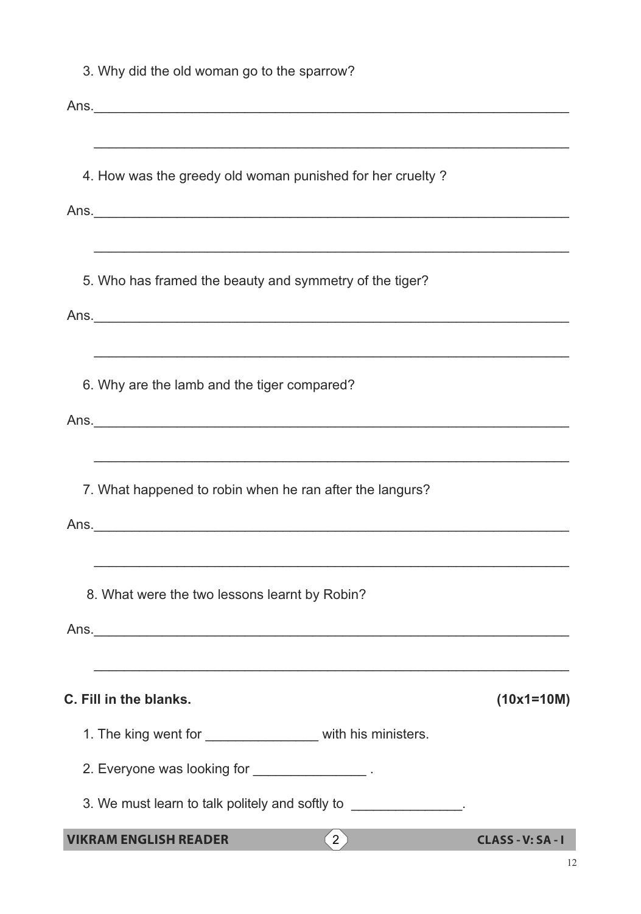3. Why did the old woman go to the sparrow?

Ans.________________________________________________________________

________________________________________________________________

4. How was the greedy old woman punished for her cruelty ?

Ans.________________________________________________________________

________________________________________________________________

5. Who has framed the beauty and symmetry of the tiger?

Ans.________________________________________________________________

________________________________________________________________

6. Why are the lamb and the tiger compared?

Ans.________________________________________________________________

________________________________________________________________

7. What happened to robin when he ran after the langurs?

Ans.________________________________________________________________

________________________________________________________________

8. What were the two lessons learnt by Robin?

Ans.________________________________________________________________

________________________________________________________________

**C. Fill in the blanks. (10x1=10M)**

1. The king went for _______________ with his ministers.

2. Everyone was looking for _______________ .

3. We must learn to talk politely and softly to _______________.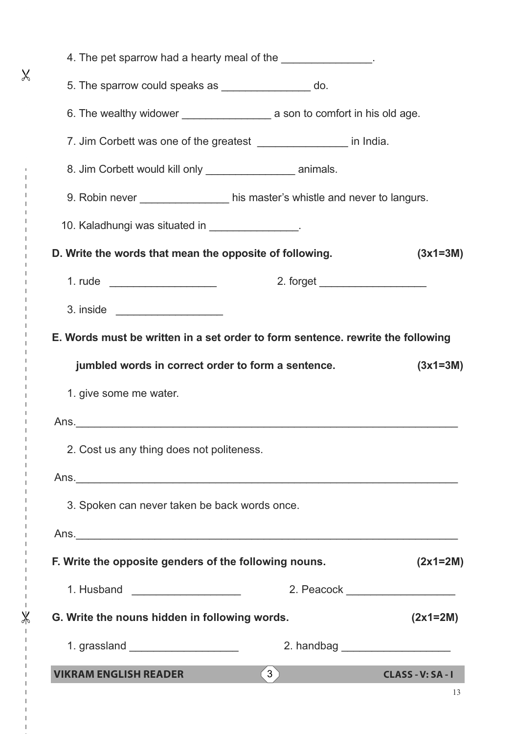4. The pet sparrow had a hearty meal of the _______________.

5. The sparrow could speaks as _______________ do.

6. The wealthy widower _______________ a son to comfort in his old age.

7. Jim Corbett was one of the greatest _______________ in India.

8. Jim Corbett would kill only _______________ animals.

9. Robin never _______________ his master's whistle and never to langurs.

10. Kaladhungi was situated in _______________.

**D. Write the words that mean the opposite of following. (3x1=3M)**

1. rude __________________ 2. forget __________________

3. inside __________________

**E. Words must be written in a set order to form sentence. rewrite the following jumbled words in correct order to form a sentence. (3x1=3M)**

1. give some me water.

Ans.________________________________________________________________

2. Cost us any thing does not politeness.

Ans.________________________________________________________________

3. Spoken can never taken be back words once.

Ans.________________________________________________________________

**F. Write the opposite genders of the following nouns. (2x1=2M)**

1. Husband __________________ 2. Peacock __________________

**G. Write the nouns hidden in following words. (2x1=2M)**

1. grassland __________________ 2. handbag __________________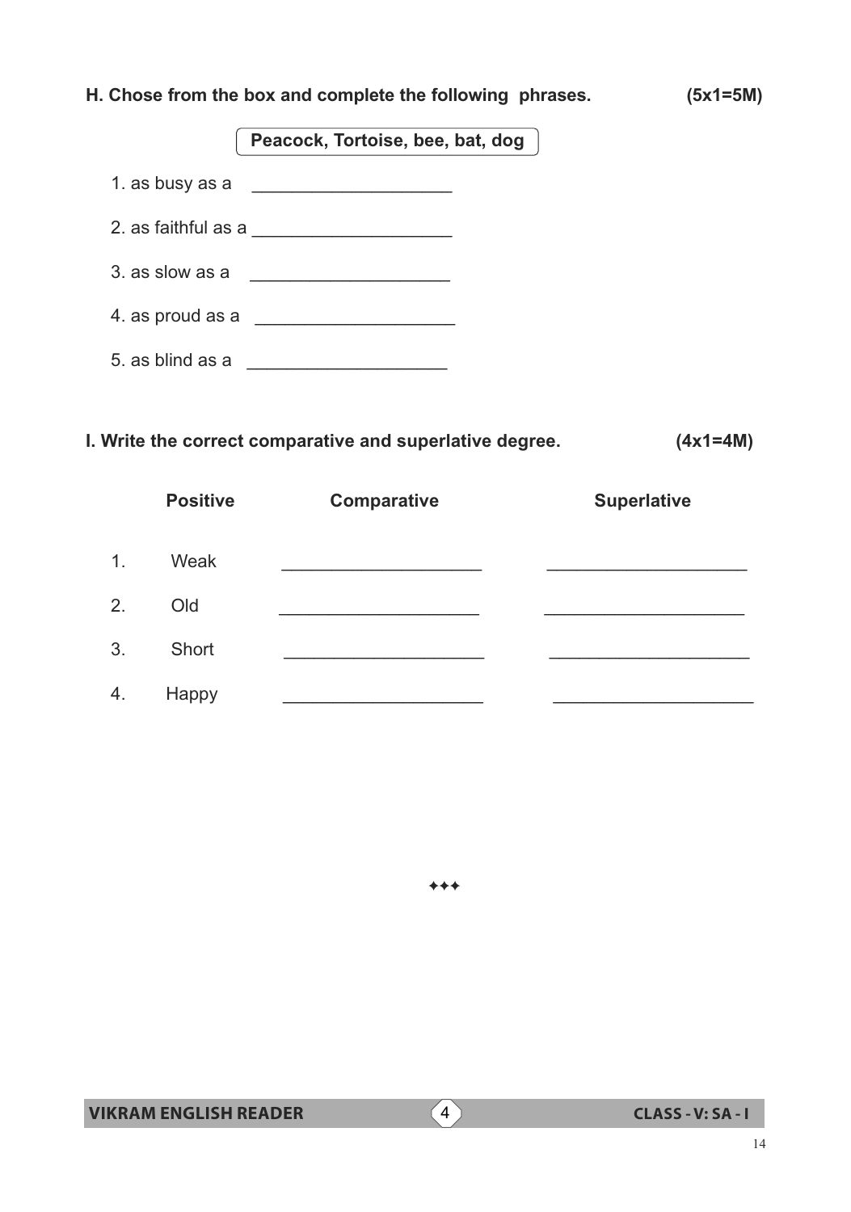**H. Chose from the box and complete the following phrases.** **(5x1=5M)**

**Peacock, Tortoise, bee, bat, dog**

1. as busy as a ____________________
2. as faithful as a ____________________
3. as slow as a ____________________
4. as proud as a ____________________
5. as blind as a ____________________

**I. Write the correct comparative and superlative degree.** **(4x1=4M)**

| | Positive | Comparative | Superlative |
|---|---|---|---|
| 1. | Weak | ____________________ | ____________________ |
| 2. | Old | ____________________ | ____________________ |
| 3. | Short | ____________________ | ____________________ |
| 4. | Happy | ____________________ | ____________________ |

✦✦✦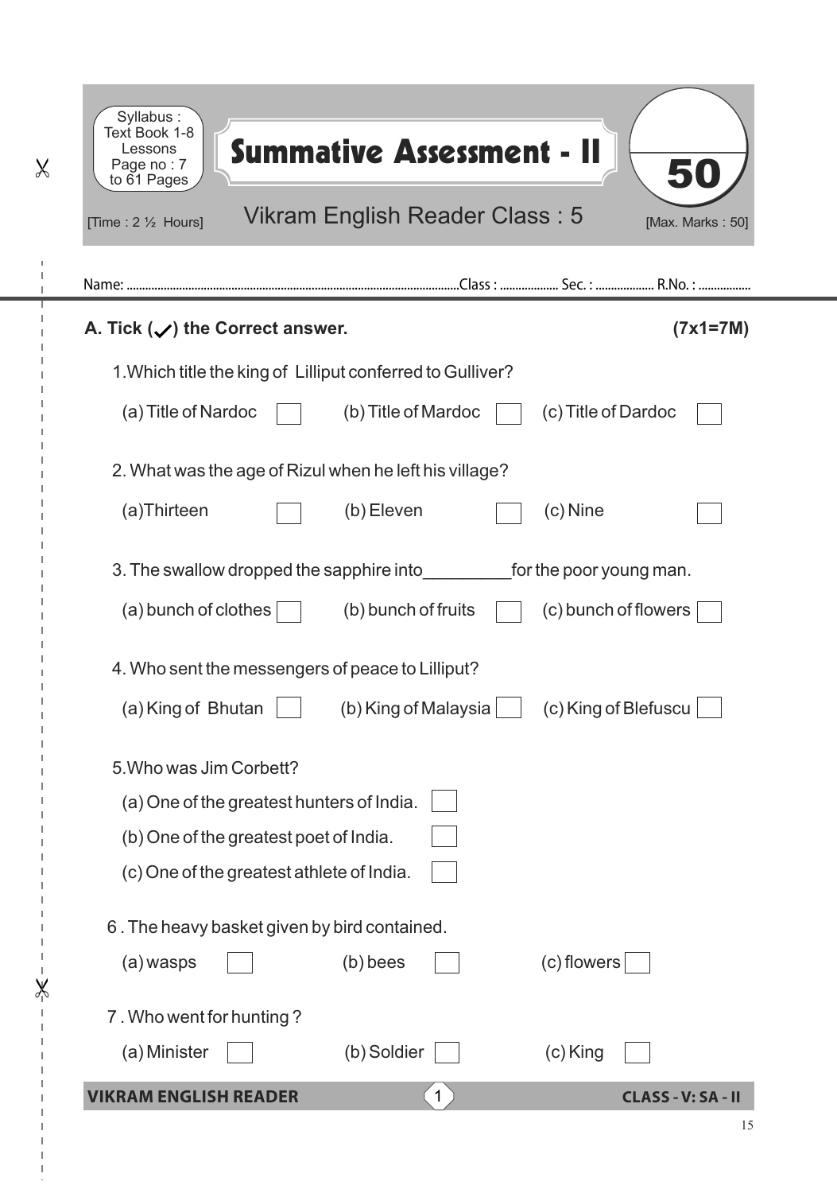Syllabus : Text Book 1-8 Lessons Page no : 7 to 61 Pages

# Summative Assessment - II

**50**

[Time : 2 ½ Hours]

## Vikram English Reader Class : 5

[Max. Marks : 50]

Name: ............................................................................................................Class : .................. Sec. : .................. R.No. : .................

### A. Tick (✓) the Correct answer. (7x1=7M)

1.Which title the king of Lilliput conferred to Gulliver?

(a) Title of Nardoc ☐ (b) Title of Mardoc ☐ (c) Title of Dardoc ☐

2. What was the age of Rizul when he left his village?

(a)Thirteen ☐ (b) Eleven ☐ (c) Nine ☐

3. The swallow dropped the sapphire into_________for the poor young man.

(a) bunch of clothes ☐ (b) bunch of fruits ☐ (c) bunch of flowers ☐

4. Who sent the messengers of peace to Lilliput?

(a) King of Bhutan ☐ (b) King of Malaysia ☐ (c) King of Blefuscu ☐

5.Who was Jim Corbett?

(a) One of the greatest hunters of India. ☐

(b) One of the greatest poet of India. ☐

(c) One of the greatest athlete of India. ☐

6 . The heavy basket given by bird contained.

(a) wasps ☐ (b) bees ☐ (c) flowers ☐

7 . Who went for hunting ?

(a) Minister ☐ (b) Soldier ☐ (c) King ☐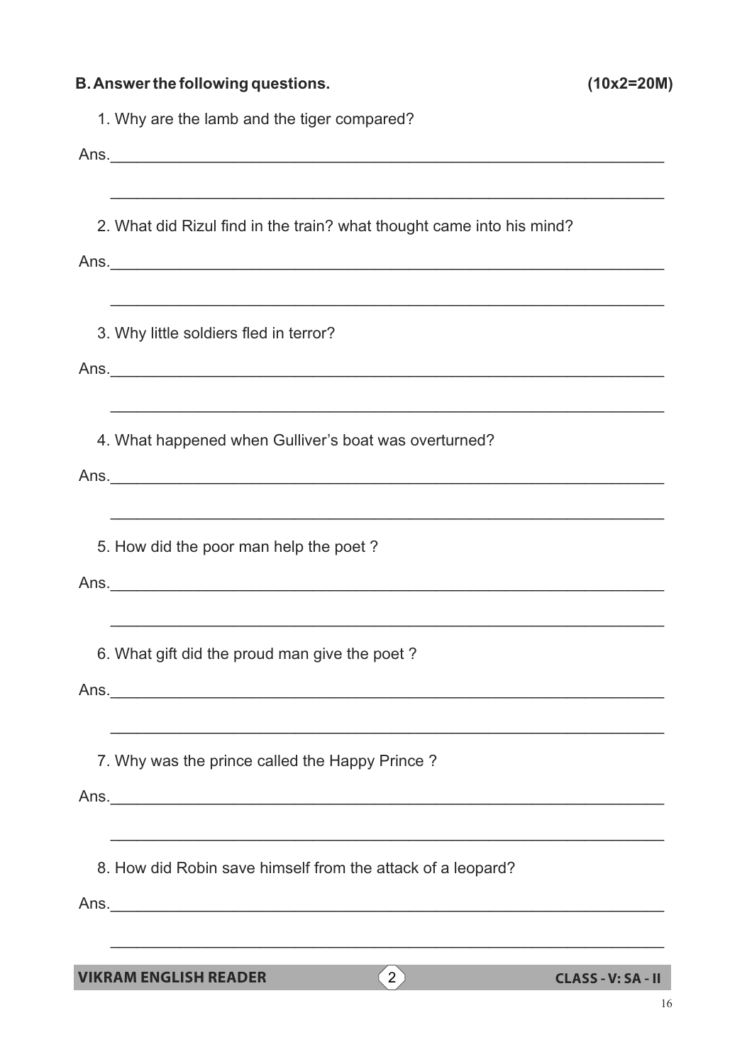**B. Answer the following questions. (10x2=20M)**

1. Why are the lamb and the tiger compared?

Ans.______________________________________________________________

______________________________________________________________

2. What did Rizul find in the train? what thought came into his mind?

Ans.______________________________________________________________

______________________________________________________________

3. Why little soldiers fled in terror?

Ans.______________________________________________________________

______________________________________________________________

4. What happened when Gulliver's boat was overturned?

Ans.______________________________________________________________

______________________________________________________________

5. How did the poor man help the poet ?

Ans.______________________________________________________________

______________________________________________________________

6. What gift did the proud man give the poet ?

Ans.______________________________________________________________

______________________________________________________________

7. Why was the prince called the Happy Prince ?

Ans.______________________________________________________________

______________________________________________________________

8. How did Robin save himself from the attack of a leopard?

Ans.______________________________________________________________

______________________________________________________________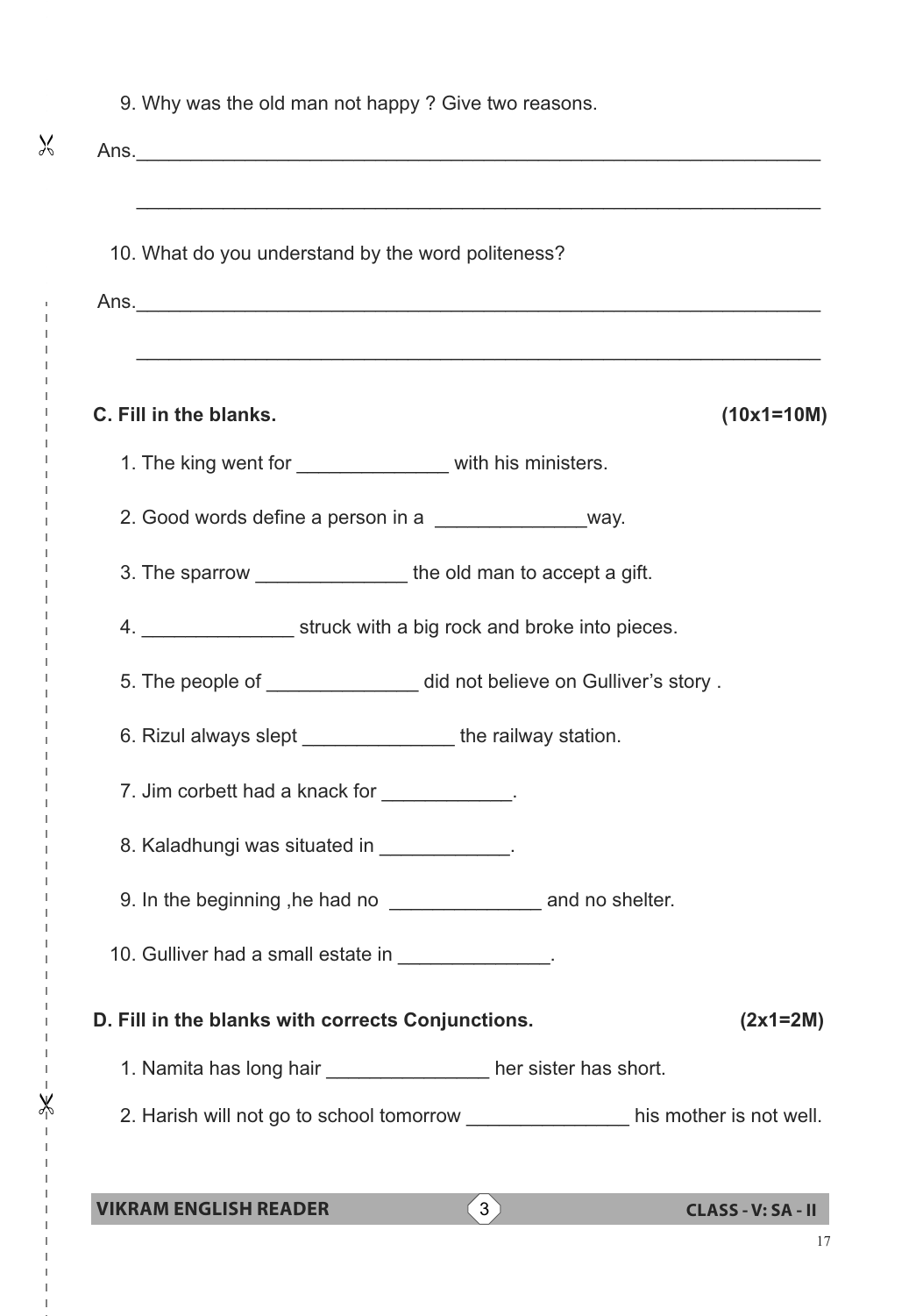9. Why was the old man not happy ? Give two reasons.

Ans.________________________________________________________________

________________________________________________________________

10. What do you understand by the word politeness?

Ans.________________________________________________________________

________________________________________________________________

**C. Fill in the blanks.** **(10x1=10M)**

1. The king went for ______________ with his ministers.

2. Good words define a person in a ______________way.

3. The sparrow ______________ the old man to accept a gift.

4. ______________ struck with a big rock and broke into pieces.

5. The people of ______________ did not believe on Gulliver's story .

6. Rizul always slept ______________ the railway station.

7. Jim corbett had a knack for ____________.

8. Kaladhungi was situated in ____________.

9. In the beginning ,he had no ______________ and no shelter.

10. Gulliver had a small estate in ______________.

**D. Fill in the blanks with corrects Conjunctions.** **(2x1=2M)**

1. Namita has long hair _______________ her sister has short.

2. Harish will not go to school tomorrow _______________ his mother is not well.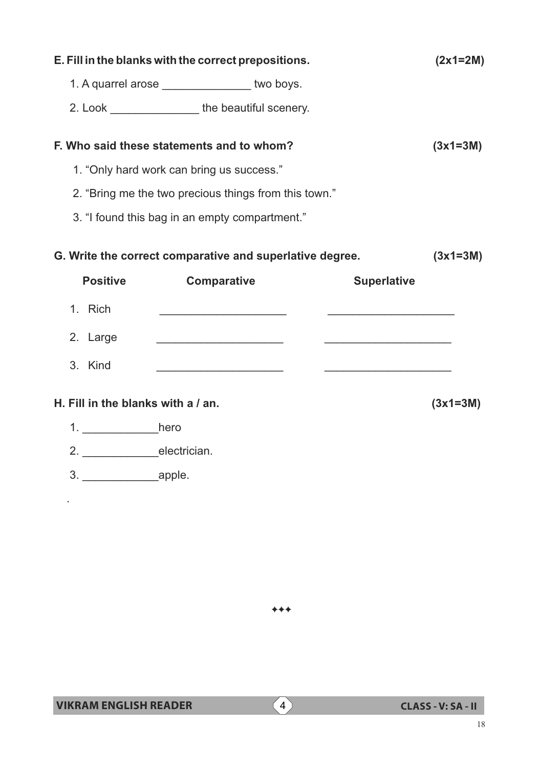**E. Fill in the blanks with the correct prepositions. (2x1=2M)**

1. A quarrel arose ______________ two boys.
2. Look ______________ the beautiful scenery.

**F. Who said these statements and to whom? (3x1=3M)**

1. "Only hard work can bring us success."
2. "Bring me the two precious things from this town."
3. "I found this bag in an empty compartment."

**G. Write the correct comparative and superlative degree. (3x1=3M)**

| Positive | Comparative | Superlative |
|---|---|---|
| 1. Rich | ____________________ | ____________________ |
| 2. Large | ____________________ | ____________________ |
| 3. Kind | ____________________ | ____________________ |

**H. Fill in the blanks with a / an. (3x1=3M)**

1. ____________hero
2. ____________electrician.
3. ____________apple.

.

✦✦✦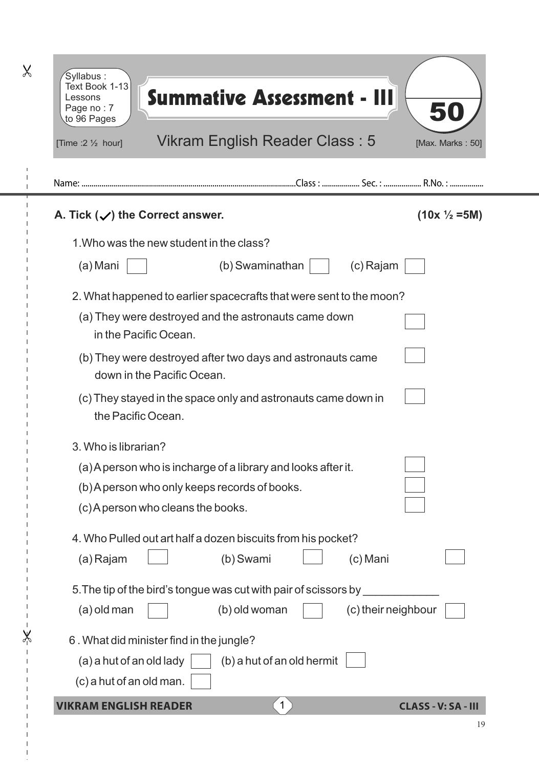Syllabus : Text Book 1-13 Lessons Page no : 7 to 96 Pages

# Summative Assessment - III

**50**

[Time :2 ½ hour] Vikram English Reader Class : 5 [Max. Marks : 50]

Name: ............................................................................................................Class : .................. Sec. : .................. R.No. : .................

**A. Tick (✓) the Correct answer. (10x ½ =5M)**

1.Who was the new student in the class?

(a) Mani ☐ (b) Swaminathan ☐ (c) Rajam ☐

2. What happened to earlier spacecrafts that were sent to the moon?

(a) They were destroyed and the astronauts came down in the Pacific Ocean. ☐

(b) They were destroyed after two days and astronauts came down in the Pacific Ocean. ☐

(c) They stayed in the space only and astronauts came down in the Pacific Ocean. ☐

3. Who is librarian?

(a) A person who is incharge of a library and looks after it. ☐

(b) A person who only keeps records of books. ☐

(c) A person who cleans the books. ☐

4. Who Pulled out art half a dozen biscuits from his pocket?

(a) Rajam ☐ (b) Swami ☐ (c) Mani ☐

5.The tip of the bird's tongue was cut with pair of scissors by ____________

(a) old man ☐ (b) old woman ☐ (c) their neighbour ☐

6 . What did minister find in the jungle?

(a) a hut of an old lady ☐ (b) a hut of an old hermit ☐

(c) a hut of an old man. ☐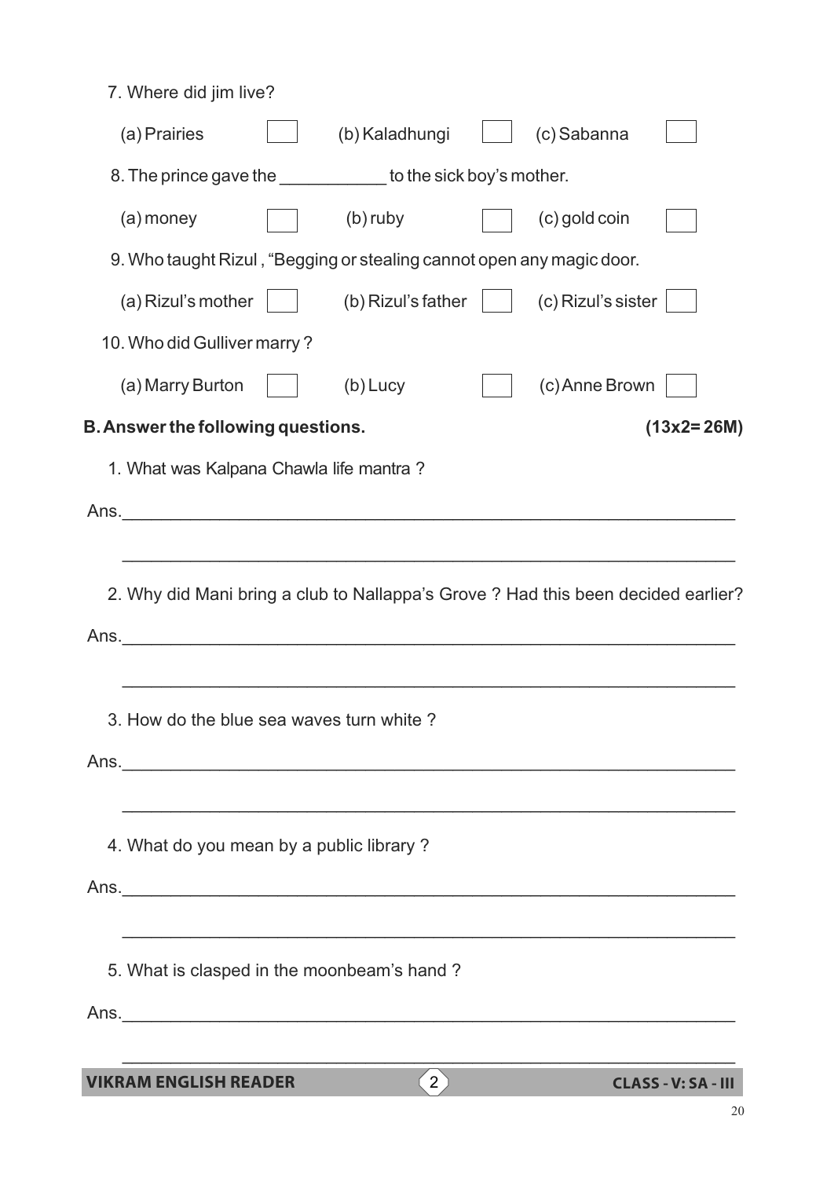7. Where did jim live?

(a) Prairies ☐ (b) Kaladhungi ☐ (c) Sabanna ☐

8. The prince gave the ___________ to the sick boy's mother.

(a) money ☐ (b) ruby ☐ (c) gold coin ☐

9. Who taught Rizul , "Begging or stealing cannot open any magic door.

(a) Rizul's mother ☐ (b) Rizul's father ☐ (c) Rizul's sister ☐

10. Who did Gulliver marry ?

(a) Marry Burton ☐ (b) Lucy ☐ (c) Anne Brown ☐

**B. Answer the following questions. (13x2= 26M)**

1. What was Kalpana Chawla life mantra ?

Ans.________________________________________________________________

________________________________________________________________

2. Why did Mani bring a club to Nallappa's Grove ? Had this been decided earlier?

Ans.________________________________________________________________

________________________________________________________________

3. How do the blue sea waves turn white ?

Ans.________________________________________________________________

________________________________________________________________

4. What do you mean by a public library ?

Ans.________________________________________________________________

________________________________________________________________

5. What is clasped in the moonbeam's hand ?

Ans.________________________________________________________________

________________________________________________________________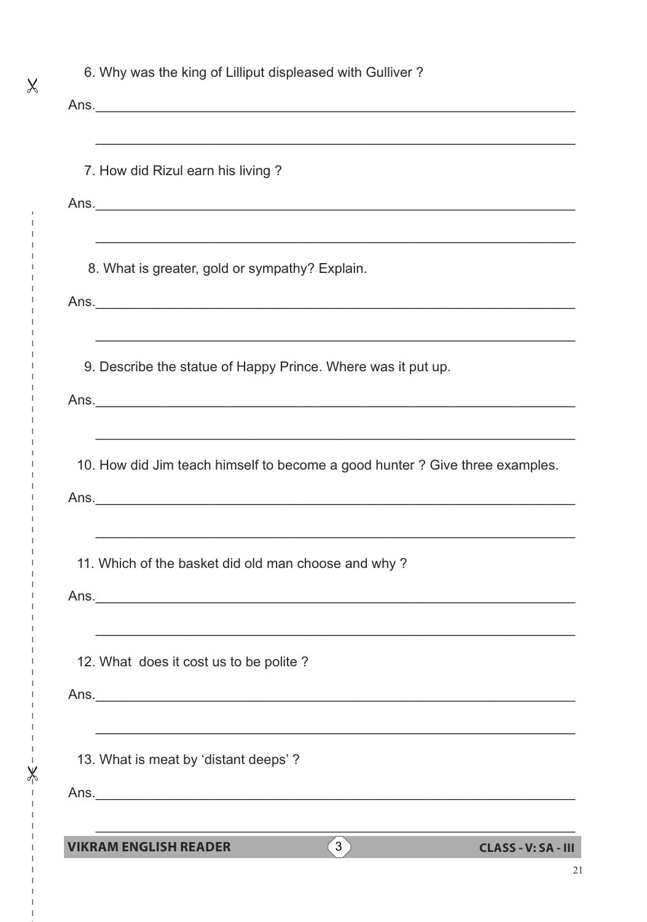6. Why was the king of Lilliput displeased with Gulliver ?

Ans.\_\_\_\_\_\_\_\_\_\_\_\_\_\_\_\_\_\_\_\_\_\_\_\_\_\_\_\_\_\_\_\_\_\_\_\_\_\_\_\_\_\_\_\_\_\_\_\_\_\_\_\_\_\_\_\_\_\_\_\_

\_\_\_\_\_\_\_\_\_\_\_\_\_\_\_\_\_\_\_\_\_\_\_\_\_\_\_\_\_\_\_\_\_\_\_\_\_\_\_\_\_\_\_\_\_\_\_\_\_\_\_\_\_\_\_\_\_\_\_\_\_\_

7. How did Rizul earn his living ?

Ans.\_\_\_\_\_\_\_\_\_\_\_\_\_\_\_\_\_\_\_\_\_\_\_\_\_\_\_\_\_\_\_\_\_\_\_\_\_\_\_\_\_\_\_\_\_\_\_\_\_\_\_\_\_\_\_\_\_\_\_\_

\_\_\_\_\_\_\_\_\_\_\_\_\_\_\_\_\_\_\_\_\_\_\_\_\_\_\_\_\_\_\_\_\_\_\_\_\_\_\_\_\_\_\_\_\_\_\_\_\_\_\_\_\_\_\_\_\_\_\_\_\_\_

8. What is greater, gold or sympathy? Explain.

Ans.\_\_\_\_\_\_\_\_\_\_\_\_\_\_\_\_\_\_\_\_\_\_\_\_\_\_\_\_\_\_\_\_\_\_\_\_\_\_\_\_\_\_\_\_\_\_\_\_\_\_\_\_\_\_\_\_\_\_\_\_

\_\_\_\_\_\_\_\_\_\_\_\_\_\_\_\_\_\_\_\_\_\_\_\_\_\_\_\_\_\_\_\_\_\_\_\_\_\_\_\_\_\_\_\_\_\_\_\_\_\_\_\_\_\_\_\_\_\_\_\_\_\_

9. Describe the statue of Happy Prince. Where was it put up.

Ans.\_\_\_\_\_\_\_\_\_\_\_\_\_\_\_\_\_\_\_\_\_\_\_\_\_\_\_\_\_\_\_\_\_\_\_\_\_\_\_\_\_\_\_\_\_\_\_\_\_\_\_\_\_\_\_\_\_\_\_\_

\_\_\_\_\_\_\_\_\_\_\_\_\_\_\_\_\_\_\_\_\_\_\_\_\_\_\_\_\_\_\_\_\_\_\_\_\_\_\_\_\_\_\_\_\_\_\_\_\_\_\_\_\_\_\_\_\_\_\_\_\_\_

10. How did Jim teach himself to become a good hunter ? Give three examples.

Ans.\_\_\_\_\_\_\_\_\_\_\_\_\_\_\_\_\_\_\_\_\_\_\_\_\_\_\_\_\_\_\_\_\_\_\_\_\_\_\_\_\_\_\_\_\_\_\_\_\_\_\_\_\_\_\_\_\_\_\_\_

\_\_\_\_\_\_\_\_\_\_\_\_\_\_\_\_\_\_\_\_\_\_\_\_\_\_\_\_\_\_\_\_\_\_\_\_\_\_\_\_\_\_\_\_\_\_\_\_\_\_\_\_\_\_\_\_\_\_\_\_\_\_

11. Which of the basket did old man choose and why ?

Ans.\_\_\_\_\_\_\_\_\_\_\_\_\_\_\_\_\_\_\_\_\_\_\_\_\_\_\_\_\_\_\_\_\_\_\_\_\_\_\_\_\_\_\_\_\_\_\_\_\_\_\_\_\_\_\_\_\_\_\_\_

\_\_\_\_\_\_\_\_\_\_\_\_\_\_\_\_\_\_\_\_\_\_\_\_\_\_\_\_\_\_\_\_\_\_\_\_\_\_\_\_\_\_\_\_\_\_\_\_\_\_\_\_\_\_\_\_\_\_\_\_\_\_

12. What does it cost us to be polite ?

Ans.\_\_\_\_\_\_\_\_\_\_\_\_\_\_\_\_\_\_\_\_\_\_\_\_\_\_\_\_\_\_\_\_\_\_\_\_\_\_\_\_\_\_\_\_\_\_\_\_\_\_\_\_\_\_\_\_\_\_\_\_

\_\_\_\_\_\_\_\_\_\_\_\_\_\_\_\_\_\_\_\_\_\_\_\_\_\_\_\_\_\_\_\_\_\_\_\_\_\_\_\_\_\_\_\_\_\_\_\_\_\_\_\_\_\_\_\_\_\_\_\_\_\_

13. What is meat by 'distant deeps' ?

Ans.\_\_\_\_\_\_\_\_\_\_\_\_\_\_\_\_\_\_\_\_\_\_\_\_\_\_\_\_\_\_\_\_\_\_\_\_\_\_\_\_\_\_\_\_\_\_\_\_\_\_\_\_\_\_\_\_\_\_\_\_

\_\_\_\_\_\_\_\_\_\_\_\_\_\_\_\_\_\_\_\_\_\_\_\_\_\_\_\_\_\_\_\_\_\_\_\_\_\_\_\_\_\_\_\_\_\_\_\_\_\_\_\_\_\_\_\_\_\_\_\_\_\_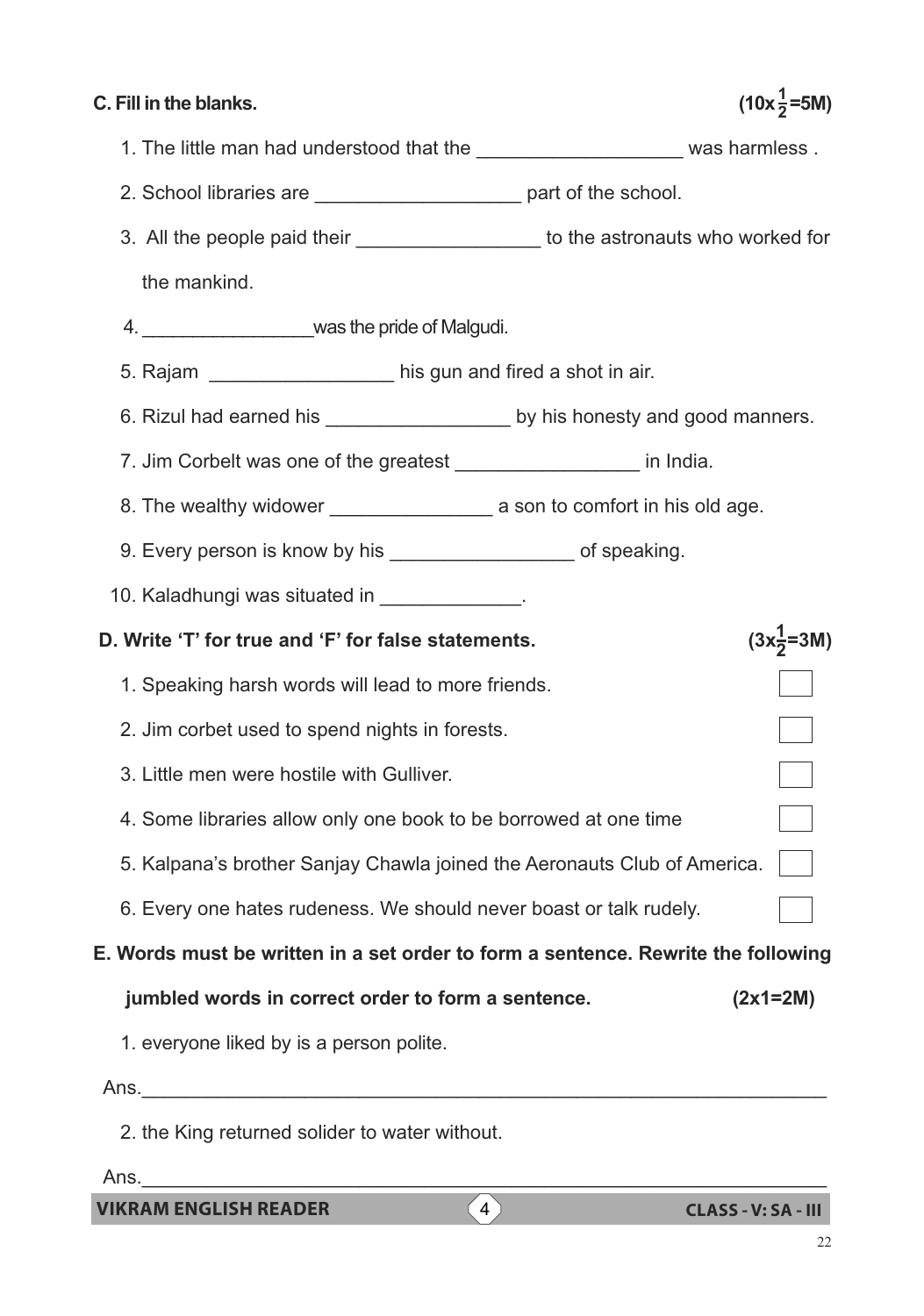**C. Fill in the blanks.** **$(10 \times \frac{1}{2} = 5M)$**

1. The little man had understood that the __________________ was harmless .
2. School libraries are __________________ part of the school.
3. All the people paid their ________________ to the astronauts who worked for the mankind.
4. ________________was the pride of Malgudi.
5. Rajam ________________ his gun and fired a shot in air.
6. Rizul had earned his ________________ by his honesty and good manners.
7. Jim Corbelt was one of the greatest ________________ in India.
8. The wealthy widower ______________ a son to comfort in his old age.
9. Every person is know by his ________________ of speaking.
10. Kaladhungi was situated in ____________.

**D. Write 'T' for true and 'F' for false statements.** **$(3 \times \frac{1}{2} = 3M)$**

1. Speaking harsh words will lead to more friends. ☐
2. Jim corbet used to spend nights in forests. ☐
3. Little men were hostile with Gulliver. ☐
4. Some libraries allow only one book to be borrowed at one time ☐
5. Kalpana's brother Sanjay Chawla joined the Aeronauts Club of America. ☐
6. Every one hates rudeness. We should never boast or talk rudely. ☐

**E. Words must be written in a set order to form a sentence. Rewrite the following jumbled words in correct order to form a sentence.** **(2x1=2M)**

1. everyone liked by is a person polite.

Ans.________________________________________________________________

2. the King returned solider to water without.

Ans.________________________________________________________________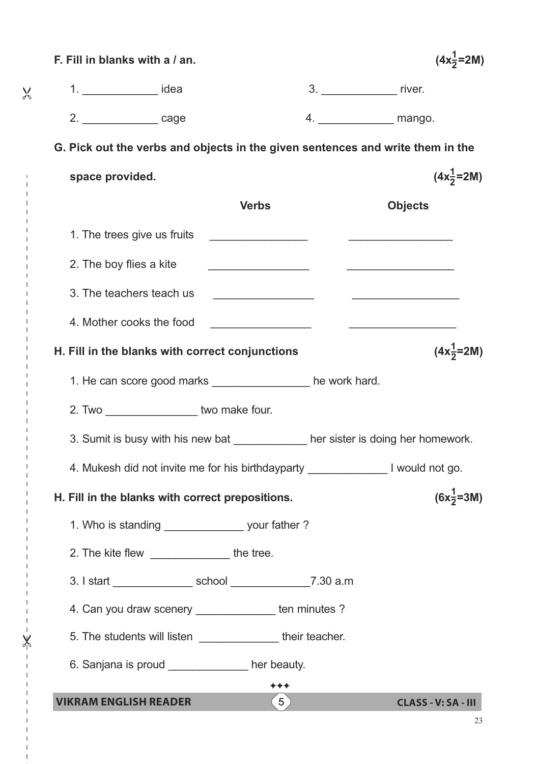**F. Fill in blanks with a / an.** $(4x\frac{1}{2}=2M)$

1. ____________ idea
2. ____________ cage
3. ____________ river.
4. ____________ mango.

**G. Pick out the verbs and objects in the given sentences and write them in the space provided.** $(4x\frac{1}{2}=2M)$

| | Verbs | Objects |
|---|---|---|
| 1. The trees give us fruits | ________________ | _________________ |
| 2. The boy flies a kite | ________________ | _________________ |
| 3. The teachers teach us | ________________ | _________________ |
| 4. Mother cooks the food | ________________ | _________________ |

**H. Fill in the blanks with correct conjunctions** $(4x\frac{1}{2}=2M)$

1. He can score good marks ________________ he work hard.
2. Two _______________ two make four.
3. Sumit is busy with his new bat ____________ her sister is doing her homework.
4. Mukesh did not invite me for his birthdayparty _____________ I would not go.

**H. Fill in the blanks with correct prepositions.** $(6x\frac{1}{2}=3M)$

1. Who is standing _____________ your father ?
2. The kite flew _____________ the tree.
3. I start _____________ school _____________7.30 a.m
4. Can you draw scenery _____________ ten minutes ?
5. The students will listen _____________ their teacher.
6. Sanjana is proud _____________ her beauty.